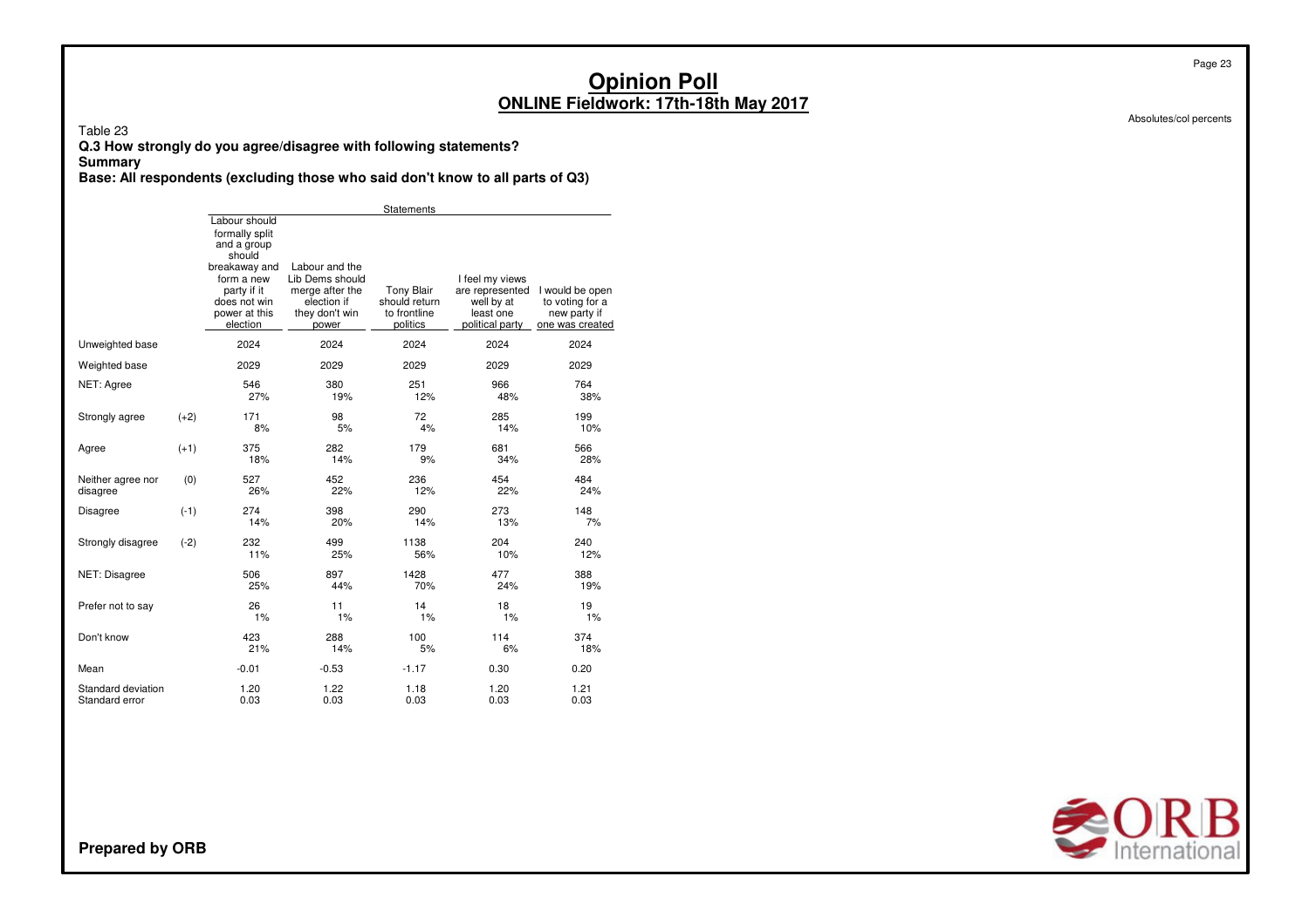# Opinion Poll

## ONLINE Fieldwork: 17th-18th May 2017

Absolutes/col percents

Table 23

**Q.3 How strongly do you agree/disagree with following statements?**

**Summary**

**Base: All respondents (excluding those who said don't know to all parts of Q3)**

| | | Statements | | | | |
|---|---|---|---|---|---|---|
| | | Labour should formally split and a group should breakaway and form a new party if it does not win power at this election | Labour and the Lib Dems should merge after the election if they don't win power | Tony Blair should return to frontline politics | I feel my views are represented well by at least one political party | I would be open to voting for a new party if one was created |
| Unweighted base | | 2024 | 2024 | 2024 | 2024 | 2024 |
| Weighted base | | 2029 | 2029 | 2029 | 2029 | 2029 |
| NET: Agree | | 546<br>27% | 380<br>19% | 251<br>12% | 966<br>48% | 764<br>38% |
| Strongly agree | (+2) | 171<br>8% | 98<br>5% | 72<br>4% | 285<br>14% | 199<br>10% |
| Agree | (+1) | 375<br>18% | 282<br>14% | 179<br>9% | 681<br>34% | 566<br>28% |
| Neither agree nor disagree | (0) | 527<br>26% | 452<br>22% | 236<br>12% | 454<br>22% | 484<br>24% |
| Disagree | (-1) | 274<br>14% | 398<br>20% | 290<br>14% | 273<br>13% | 148<br>7% |
| Strongly disagree | (-2) | 232<br>11% | 499<br>25% | 1138<br>56% | 204<br>10% | 240<br>12% |
| NET: Disagree | | 506<br>25% | 897<br>44% | 1428<br>70% | 477<br>24% | 388<br>19% |
| Prefer not to say | | 26<br>1% | 11<br>1% | 14<br>1% | 18<br>1% | 19<br>1% |
| Don't know | | 423<br>21% | 288<br>14% | 100<br>5% | 114<br>6% | 374<br>18% |
| Mean | | -0.01 | -0.53 | -1.17 | 0.30 | 0.20 |
| Standard deviation | | 1.20 | 1.22 | 1.18 | 1.20 | 1.21 |
| Standard error | | 0.03 | 0.03 | 0.03 | 0.03 | 0.03 |

**Prepared by ORB**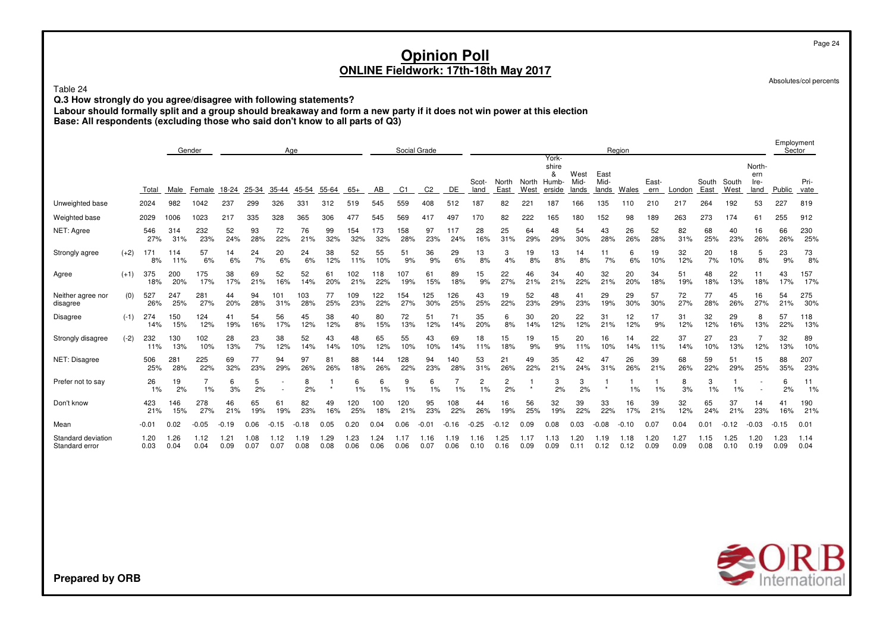# Opinion Poll

## ONLINE Fieldwork: 17th-18th May 2017

Absolutes/col percents

Table 24

**Q.3 How strongly do you agree/disagree with following statements?**

**Labour should formally split and a group should breakaway and form a new party if it does not win power at this election**

**Base: All respondents (excluding those who said don't know to all parts of Q3)**

| | | | Gender | | Age | | | | | | Social Grade | | | | Region | | | | | | | | | | | | Employment Sector | |
|---|---|---|---|---|---|---|---|---|---|---|---|---|---|---|---|---|---|---|---|---|---|---|---|---|---|---|---|---|
| | | Total | Male | Female | 18-24 | 25-34 | 35-44 | 45-54 | 55-64 | 65+ | AB | C1 | C2 | DE | Scot-land | North East | North West | York-shire & Humb-erside | West Mid-lands | East Mid-lands | Wales | East-ern | London | South East | South West | North-ern Ire-land | Public | Pri-vate |
| Unweighted base | | 2024 | 982 | 1042 | 237 | 299 | 326 | 331 | 312 | 519 | 545 | 559 | 408 | 512 | 187 | 82 | 221 | 187 | 166 | 135 | 110 | 210 | 217 | 264 | 192 | 53 | 227 | 819 |
| Weighted base | | 2029 | 1006 | 1023 | 217 | 335 | 328 | 365 | 306 | 477 | 545 | 569 | 417 | 497 | 170 | 82 | 222 | 165 | 180 | 152 | 98 | 189 | 263 | 273 | 174 | 61 | 255 | 912 |
| NET: Agree | | 546 | 314 | 232 | 52 | 93 | 72 | 76 | 99 | 154 | 173 | 158 | 97 | 117 | 28 | 25 | 64 | 48 | 54 | 43 | 26 | 52 | 82 | 68 | 40 | 16 | 66 | 230 |
| | | 27% | 31% | 23% | 24% | 28% | 22% | 21% | 32% | 32% | 32% | 28% | 23% | 24% | 16% | 31% | 29% | 29% | 30% | 28% | 26% | 28% | 31% | 25% | 23% | 26% | 26% | 25% |
| Strongly agree | (+2) | 171 | 114 | 57 | 14 | 24 | 20 | 24 | 38 | 52 | 55 | 51 | 36 | 29 | 13 | 3 | 19 | 13 | 14 | 11 | 6 | 19 | 32 | 20 | 18 | 5 | 23 | 73 |
| | | 8% | 11% | 6% | 6% | 7% | 6% | 6% | 12% | 11% | 10% | 9% | 9% | 6% | 8% | 4% | 8% | 8% | 8% | 7% | 6% | 10% | 12% | 7% | 10% | 8% | 9% | 8% |
| Agree | (+1) | 375 | 200 | 175 | 38 | 69 | 52 | 52 | 61 | 102 | 118 | 107 | 61 | 89 | 15 | 22 | 46 | 34 | 40 | 32 | 20 | 34 | 51 | 48 | 22 | 11 | 43 | 157 |
| | | 18% | 20% | 17% | 17% | 21% | 16% | 14% | 20% | 21% | 22% | 19% | 15% | 18% | 9% | 27% | 21% | 21% | 22% | 21% | 20% | 18% | 19% | 18% | 13% | 18% | 17% | 17% |
| Neither agree nor disagree | (0) | 527 | 247 | 281 | 44 | 94 | 101 | 103 | 77 | 109 | 122 | 154 | 125 | 126 | 43 | 19 | 52 | 48 | 41 | 29 | 29 | 57 | 72 | 77 | 45 | 16 | 54 | 275 |
| | | 26% | 25% | 27% | 20% | 28% | 31% | 28% | 25% | 23% | 22% | 27% | 30% | 25% | 25% | 22% | 23% | 29% | 23% | 19% | 30% | 30% | 27% | 28% | 26% | 27% | 21% | 30% |
| Disagree | (-1) | 274 | 150 | 124 | 41 | 54 | 56 | 45 | 38 | 40 | 80 | 72 | 51 | 71 | 35 | 6 | 30 | 20 | 22 | 31 | 12 | 17 | 31 | 32 | 29 | 8 | 57 | 118 |
| | | 14% | 15% | 12% | 19% | 16% | 17% | 12% | 12% | 8% | 15% | 13% | 12% | 14% | 20% | 8% | 14% | 12% | 12% | 21% | 12% | 9% | 12% | 12% | 16% | 13% | 22% | 13% |
| Strongly disagree | (-2) | 232 | 130 | 102 | 28 | 23 | 38 | 52 | 43 | 48 | 65 | 55 | 43 | 69 | 18 | 15 | 19 | 15 | 20 | 16 | 14 | 22 | 37 | 27 | 23 | 7 | 32 | 89 |
| | | 11% | 13% | 10% | 13% | 7% | 12% | 14% | 14% | 10% | 12% | 10% | 10% | 14% | 11% | 18% | 9% | 9% | 11% | 10% | 14% | 11% | 14% | 10% | 13% | 12% | 13% | 10% |
| NET: Disagree | | 506 | 281 | 225 | 69 | 77 | 94 | 97 | 81 | 88 | 144 | 128 | 94 | 140 | 53 | 21 | 49 | 35 | 42 | 47 | 26 | 39 | 68 | 59 | 51 | 15 | 88 | 207 |
| | | 25% | 28% | 22% | 32% | 23% | 29% | 26% | 26% | 18% | 26% | 22% | 23% | 28% | 31% | 26% | 22% | 21% | 24% | 31% | 26% | 21% | 26% | 22% | 29% | 25% | 35% | 23% |
| Prefer not to say | | 26 | 19 | 7 | 6 | 5 | - | 8 | 1 | 6 | 6 | 9 | 6 | 7 | 2 | 2 | 1 | 3 | 3 | 1 | 1 | 1 | 8 | 3 | 1 | - | 6 | 11 |
| | | 1% | 2% | 1% | 3% | 2% | - | 2% | * | 1% | 1% | 1% | 1% | 1% | 1% | 2% | * | 2% | 2% | * | 1% | 1% | 3% | 1% | 1% | - | 2% | 1% |
| Don't know | | 423 | 146 | 278 | 46 | 65 | 61 | 82 | 49 | 120 | 100 | 120 | 95 | 108 | 44 | 16 | 56 | 32 | 39 | 33 | 16 | 39 | 32 | 65 | 37 | 14 | 41 | 190 |
| | | 21% | 15% | 27% | 21% | 19% | 19% | 23% | 16% | 25% | 18% | 21% | 23% | 22% | 26% | 19% | 25% | 19% | 22% | 22% | 17% | 21% | 12% | 24% | 21% | 23% | 16% | 21% |
| Mean | | -0.01 | 0.02 | -0.05 | -0.19 | 0.06 | -0.15 | -0.18 | 0.05 | 0.20 | 0.04 | 0.06 | -0.01 | -0.16 | -0.25 | -0.12 | 0.09 | 0.08 | 0.03 | -0.08 | -0.10 | 0.07 | 0.04 | 0.01 | -0.12 | -0.03 | -0.15 | 0.01 |
| Standard deviation | | 1.20 | 1.26 | 1.12 | 1.21 | 1.08 | 1.12 | 1.19 | 1.29 | 1.23 | 1.24 | 1.17 | 1.16 | 1.19 | 1.16 | 1.25 | 1.17 | 1.13 | 1.20 | 1.19 | 1.18 | 1.20 | 1.27 | 1.15 | 1.25 | 1.20 | 1.23 | 1.14 |
| Standard error | | 0.03 | 0.04 | 0.04 | 0.09 | 0.07 | 0.07 | 0.08 | 0.08 | 0.06 | 0.06 | 0.06 | 0.07 | 0.06 | 0.10 | 0.16 | 0.09 | 0.09 | 0.11 | 0.12 | 0.12 | 0.09 | 0.09 | 0.08 | 0.10 | 0.19 | 0.09 | 0.04 |

**Prepared by ORB**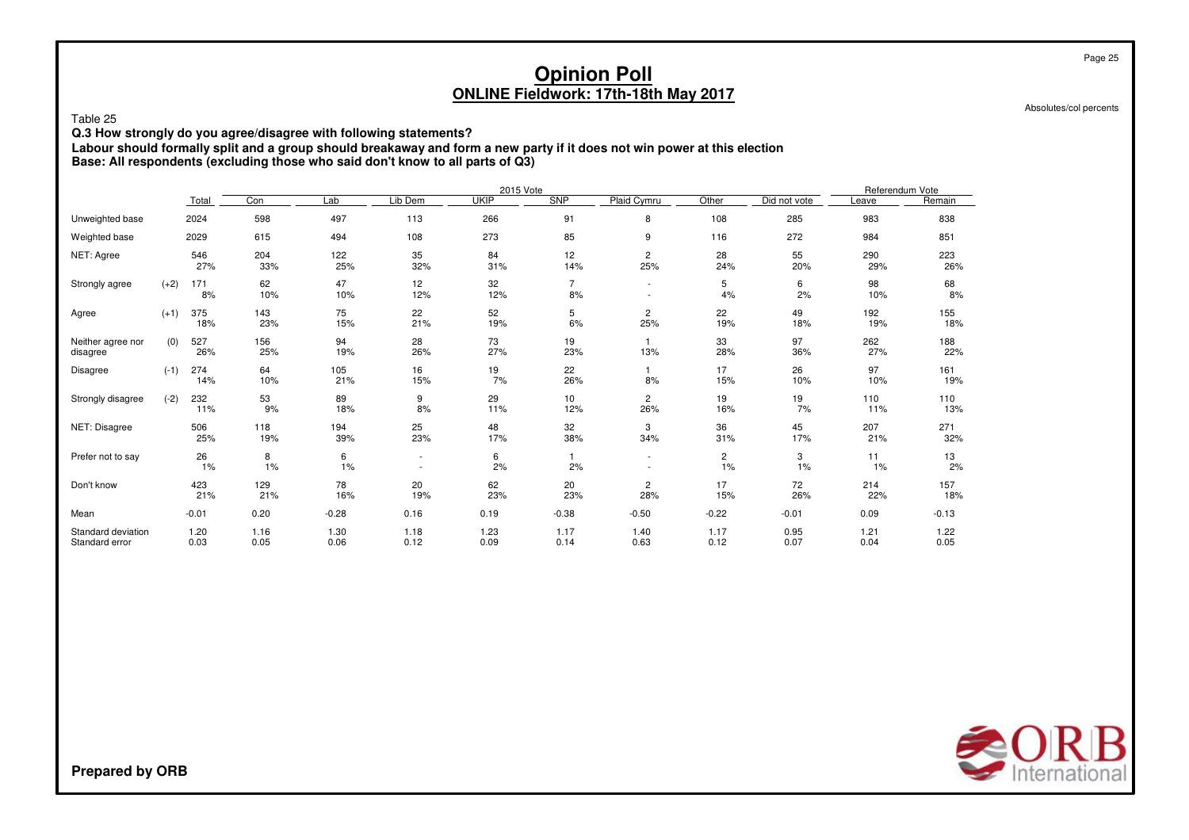# Opinion Poll

## ONLINE Fieldwork: 17th-18th May 2017

Absolutes/col percents

Table 25

**Q.3 How strongly do you agree/disagree with following statements?**

**Labour should formally split and a group should breakaway and form a new party if it does not win power at this election**

**Base: All respondents (excluding those who said don't know to all parts of Q3)**

| | | | 2015 Vote | | | | | | | | Referendum Vote | |
|---|---|---|---|---|---|---|---|---|---|---|---|---|
| | | Total | Con | Lab | Lib Dem | UKIP | SNP | Plaid Cymru | Other | Did not vote | Leave | Remain |
| Unweighted base | | 2024 | 598 | 497 | 113 | 266 | 91 | 8 | 108 | 285 | 983 | 838 |
| Weighted base | | 2029 | 615 | 494 | 108 | 273 | 85 | 9 | 116 | 272 | 984 | 851 |
| NET: Agree | | 546<br>27% | 204<br>33% | 122<br>25% | 35<br>32% | 84<br>31% | 12<br>14% | 2<br>25% | 28<br>24% | 55<br>20% | 290<br>29% | 223<br>26% |
| Strongly agree | (+2) | 171<br>8% | 62<br>10% | 47<br>10% | 12<br>12% | 32<br>12% | 7<br>8% | -<br>- | 5<br>4% | 6<br>2% | 98<br>10% | 68<br>8% |
| Agree | (+1) | 375<br>18% | 143<br>23% | 75<br>15% | 22<br>21% | 52<br>19% | 5<br>6% | 2<br>25% | 22<br>19% | 49<br>18% | 192<br>19% | 155<br>18% |
| Neither agree nor disagree | (0) | 527<br>26% | 156<br>25% | 94<br>19% | 28<br>26% | 73<br>27% | 19<br>23% | 1<br>13% | 33<br>28% | 97<br>36% | 262<br>27% | 188<br>22% |
| Disagree | (-1) | 274<br>14% | 64<br>10% | 105<br>21% | 16<br>15% | 19<br>7% | 22<br>26% | 1<br>8% | 17<br>15% | 26<br>10% | 97<br>10% | 161<br>19% |
| Strongly disagree | (-2) | 232<br>11% | 53<br>9% | 89<br>18% | 9<br>8% | 29<br>11% | 10<br>12% | 2<br>26% | 19<br>16% | 19<br>7% | 110<br>11% | 110<br>13% |
| NET: Disagree | | 506<br>25% | 118<br>19% | 194<br>39% | 25<br>23% | 48<br>17% | 32<br>38% | 3<br>34% | 36<br>31% | 45<br>17% | 207<br>21% | 271<br>32% |
| Prefer not to say | | 26<br>1% | 8<br>1% | 6<br>1% | -<br>- | 6<br>2% | 1<br>2% | -<br>- | 2<br>1% | 3<br>1% | 11<br>1% | 13<br>2% |
| Don't know | | 423<br>21% | 129<br>21% | 78<br>16% | 20<br>19% | 62<br>23% | 20<br>23% | 2<br>28% | 17<br>15% | 72<br>26% | 214<br>22% | 157<br>18% |
| Mean | | -0.01 | 0.20 | -0.28 | 0.16 | 0.19 | -0.38 | -0.50 | -0.22 | -0.01 | 0.09 | -0.13 |
| Standard deviation | | 1.20 | 1.16 | 1.30 | 1.18 | 1.23 | 1.17 | 1.40 | 1.17 | 0.95 | 1.21 | 1.22 |
| Standard error | | 0.03 | 0.05 | 0.06 | 0.12 | 0.09 | 0.14 | 0.63 | 0.12 | 0.07 | 0.04 | 0.05 |

**Prepared by ORB**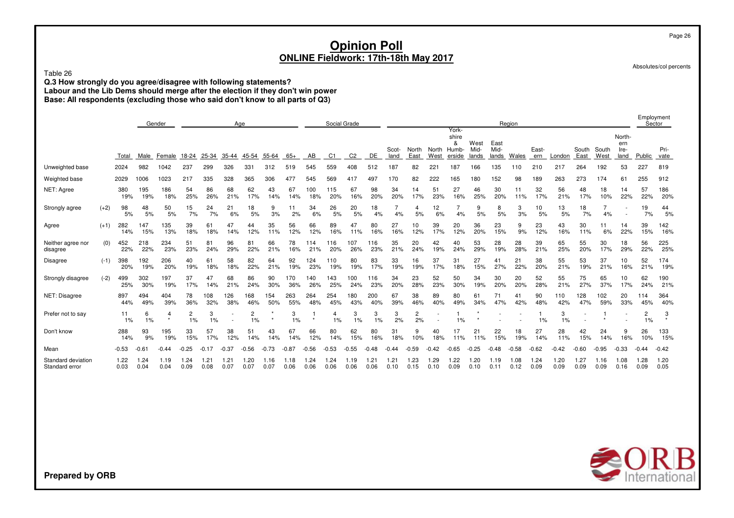# Opinion Poll

## ONLINE Fieldwork: 17th-18th May 2017

Absolutes/col percents

Table 26

**Q.3 How strongly do you agree/disagree with following statements?**
**Labour and the Lib Dems should merge after the election if they don't win power**
**Base: All respondents (excluding those who said don't know to all parts of Q3)**

| | | | Gender | | Age | | | | | | Social Grade | | | | Region | | | | | | | | | | | | Employment Sector | |
|---|---|---|---|---|---|---|---|---|---|---|---|---|---|---|---|---|---|---|---|---|---|---|---|---|---|---|---|---|
| | | Total | Male | Female | 18-24 | 25-34 | 35-44 | 45-54 | 55-64 | 65+ | AB | C1 | C2 | DE | Scotland | North East | North West | Yorkshire & Humberside | West Midlands | East Midlands | Wales | Eastern | London | South East | South West | Northern Ireland | Public | Private |
| Unweighted base | | 2024 | 982 | 1042 | 237 | 299 | 326 | 331 | 312 | 519 | 545 | 559 | 408 | 512 | 187 | 82 | 221 | 187 | 166 | 135 | 110 | 210 | 217 | 264 | 192 | 53 | 227 | 819 |
| Weighted base | | 2029 | 1006 | 1023 | 217 | 335 | 328 | 365 | 306 | 477 | 545 | 569 | 417 | 497 | 170 | 82 | 222 | 165 | 180 | 152 | 98 | 189 | 263 | 273 | 174 | 61 | 255 | 912 |
| NET: Agree | | 380 | 195 | 186 | 54 | 86 | 68 | 62 | 43 | 67 | 100 | 115 | 67 | 98 | 34 | 14 | 51 | 27 | 46 | 30 | 11 | 32 | 56 | 48 | 18 | 14 | 57 | 186 |
| | | 19% | 19% | 18% | 25% | 26% | 21% | 17% | 14% | 14% | 18% | 20% | 16% | 20% | 20% | 17% | 23% | 16% | 25% | 20% | 11% | 17% | 21% | 17% | 10% | 22% | 22% | 20% |
| Strongly agree | (+2) | 98 | 48 | 50 | 15 | 24 | 21 | 18 | 9 | 11 | 34 | 26 | 20 | 18 | 7 | 4 | 12 | 7 | 9 | 8 | 3 | 10 | 13 | 18 | 7 | - | 19 | 44 |
| | | 5% | 5% | 5% | 7% | 7% | 6% | 5% | 3% | 2% | 6% | 5% | 5% | 4% | 4% | 5% | 6% | 4% | 5% | 5% | 3% | 5% | 5% | 7% | 4% | - | 7% | 5% |
| Agree | (+1) | 282 | 147 | 135 | 39 | 61 | 47 | 44 | 35 | 56 | 66 | 89 | 47 | 80 | 27 | 10 | 39 | 20 | 36 | 23 | 9 | 23 | 43 | 30 | 11 | 14 | 39 | 142 |
| | | 14% | 15% | 13% | 18% | 18% | 14% | 12% | 11% | 12% | 12% | 16% | 11% | 16% | 16% | 12% | 17% | 12% | 20% | 15% | 9% | 12% | 16% | 11% | 6% | 22% | 15% | 16% |
| Neither agree nor disagree | (0) | 452 | 218 | 234 | 51 | 81 | 96 | 81 | 66 | 78 | 114 | 116 | 107 | 116 | 35 | 20 | 42 | 40 | 53 | 28 | 28 | 39 | 65 | 55 | 30 | 18 | 56 | 225 |
| | | 22% | 22% | 23% | 23% | 24% | 29% | 22% | 21% | 16% | 21% | 20% | 26% | 23% | 21% | 24% | 19% | 24% | 29% | 19% | 28% | 21% | 25% | 20% | 17% | 29% | 22% | 25% |
| Disagree | (-1) | 398 | 192 | 206 | 40 | 61 | 58 | 82 | 64 | 92 | 124 | 110 | 80 | 83 | 33 | 16 | 37 | 31 | 27 | 41 | 21 | 38 | 55 | 53 | 37 | 10 | 52 | 174 |
| | | 20% | 19% | 20% | 19% | 18% | 18% | 22% | 21% | 19% | 23% | 19% | 19% | 17% | 19% | 19% | 17% | 18% | 15% | 27% | 22% | 20% | 21% | 19% | 21% | 16% | 21% | 19% |
| Strongly disagree | (-2) | 499 | 302 | 197 | 37 | 47 | 68 | 86 | 90 | 170 | 140 | 143 | 100 | 116 | 34 | 23 | 52 | 50 | 34 | 30 | 20 | 52 | 55 | 75 | 65 | 10 | 62 | 190 |
| | | 25% | 30% | 19% | 17% | 14% | 21% | 24% | 30% | 36% | 26% | 25% | 24% | 23% | 20% | 28% | 23% | 30% | 19% | 20% | 20% | 28% | 21% | 27% | 37% | 17% | 24% | 21% |
| NET: Disagree | | 897 | 494 | 404 | 78 | 108 | 126 | 168 | 154 | 263 | 264 | 254 | 180 | 200 | 67 | 38 | 89 | 80 | 61 | 71 | 41 | 90 | 110 | 128 | 102 | 20 | 114 | 364 |
| | | 44% | 49% | 39% | 36% | 32% | 38% | 46% | 50% | 55% | 48% | 45% | 43% | 40% | 39% | 46% | 40% | 49% | 34% | 47% | 42% | 48% | 42% | 47% | 59% | 33% | 45% | 40% |
| Prefer not to say | | 11 | 6 | 4 | 2 | 3 | - | 2 | * | 3 | 1 | 4 | 3 | 3 | 3 | 2 | - | 1 | * | - | - | 1 | 3 | - | 1 | - | 2 | 3 |
| | | 1% | 1% | * | 1% | 1% | - | 1% | * | 1% | * | 1% | 1% | 1% | 2% | 2% | - | 1% | * | - | - | 1% | 1% | - | * | - | 1% | * |
| Don't know | | 288 | 93 | 195 | 33 | 57 | 38 | 51 | 43 | 67 | 66 | 80 | 62 | 80 | 31 | 9 | 40 | 17 | 21 | 22 | 18 | 27 | 28 | 42 | 24 | 9 | 26 | 133 |
| | | 14% | 9% | 19% | 15% | 17% | 12% | 14% | 14% | 14% | 12% | 14% | 15% | 16% | 18% | 10% | 18% | 11% | 11% | 15% | 19% | 14% | 11% | 15% | 14% | 16% | 10% | 15% |
| Mean | | -0.53 | -0.61 | -0.44 | -0.25 | -0.17 | -0.37 | -0.56 | -0.73 | -0.87 | -0.56 | -0.53 | -0.55 | -0.48 | -0.44 | -0.59 | -0.42 | -0.65 | -0.25 | -0.48 | -0.58 | -0.62 | -0.42 | -0.60 | -0.95 | -0.33 | -0.44 | -0.42 |
| Standard deviation | | 1.22 | 1.24 | 1.19 | 1.24 | 1.21 | 1.21 | 1.20 | 1.16 | 1.18 | 1.24 | 1.24 | 1.19 | 1.21 | 1.21 | 1.23 | 1.29 | 1.22 | 1.20 | 1.19 | 1.08 | 1.24 | 1.20 | 1.27 | 1.16 | 1.08 | 1.28 | 1.20 |
| Standard error | | 0.03 | 0.04 | 0.04 | 0.09 | 0.08 | 0.07 | 0.07 | 0.07 | 0.06 | 0.06 | 0.06 | 0.06 | 0.06 | 0.10 | 0.15 | 0.10 | 0.09 | 0.10 | 0.11 | 0.12 | 0.09 | 0.09 | 0.09 | 0.09 | 0.16 | 0.09 | 0.05 |

**Prepared by ORB**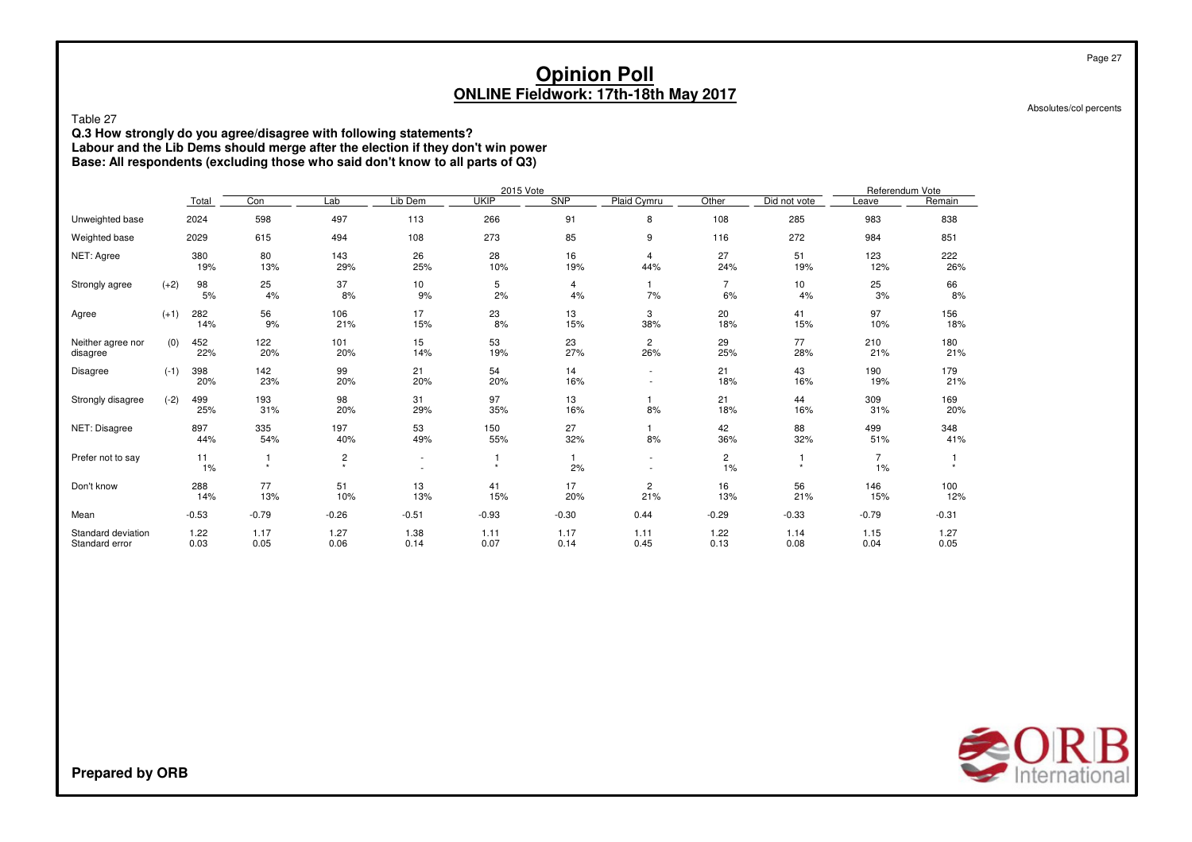# Opinion Poll

## ONLINE Fieldwork: 17th-18th May 2017

Absolutes/col percents

Table 27

**Q.3 How strongly do you agree/disagree with following statements?**
**Labour and the Lib Dems should merge after the election if they don't win power**
**Base: All respondents (excluding those who said don't know to all parts of Q3)**

| | | | 2015 Vote | | | | | | | | | Referendum Vote | |
|---|---|---|---|---|---|---|---|---|---|---|---|---|---|
| | | Total | Con | Lab | Lib Dem | UKIP | SNP | Plaid Cymru | Other | Did not vote | Leave | Remain |
| Unweighted base | | 2024 | 598 | 497 | 113 | 266 | 91 | 8 | 108 | 285 | 983 | 838 |
| Weighted base | | 2029 | 615 | 494 | 108 | 273 | 85 | 9 | 116 | 272 | 984 | 851 |
| NET: Agree | | 380<br>19% | 80<br>13% | 143<br>29% | 26<br>25% | 28<br>10% | 16<br>19% | 4<br>44% | 27<br>24% | 51<br>19% | 123<br>12% | 222<br>26% |
| Strongly agree | (+2) | 98<br>5% | 25<br>4% | 37<br>8% | 10<br>9% | 5<br>2% | 4<br>4% | 1<br>7% | 7<br>6% | 10<br>4% | 25<br>3% | 66<br>8% |
| Agree | (+1) | 282<br>14% | 56<br>9% | 106<br>21% | 17<br>15% | 23<br>8% | 13<br>15% | 3<br>38% | 20<br>18% | 41<br>15% | 97<br>10% | 156<br>18% |
| Neither agree nor disagree | (0) | 452<br>22% | 122<br>20% | 101<br>20% | 15<br>14% | 53<br>19% | 23<br>27% | 2<br>26% | 29<br>25% | 77<br>28% | 210<br>21% | 180<br>21% |
| Disagree | (-1) | 398<br>20% | 142<br>23% | 99<br>20% | 21<br>20% | 54<br>20% | 14<br>16% | -<br>- | 21<br>18% | 43<br>16% | 190<br>19% | 179<br>21% |
| Strongly disagree | (-2) | 499<br>25% | 193<br>31% | 98<br>20% | 31<br>29% | 97<br>35% | 13<br>16% | 1<br>8% | 21<br>18% | 44<br>16% | 309<br>31% | 169<br>20% |
| NET: Disagree | | 897<br>44% | 335<br>54% | 197<br>40% | 53<br>49% | 150<br>55% | 27<br>32% | 1<br>8% | 42<br>36% | 88<br>32% | 499<br>51% | 348<br>41% |
| Prefer not to say | | 11<br>1% | 1<br>* | 2<br>* | -<br>- | 1<br>* | 1<br>2% | -<br>- | 2<br>1% | 1<br>* | 7<br>1% | 1<br>* |
| Don't know | | 288<br>14% | 77<br>13% | 51<br>10% | 13<br>13% | 41<br>15% | 17<br>20% | 2<br>21% | 16<br>13% | 56<br>21% | 146<br>15% | 100<br>12% |
| Mean | | -0.53 | -0.79 | -0.26 | -0.51 | -0.93 | -0.30 | 0.44 | -0.29 | -0.33 | -0.79 | -0.31 |
| Standard deviation | | 1.22 | 1.17 | 1.27 | 1.38 | 1.11 | 1.17 | 1.11 | 1.22 | 1.14 | 1.15 | 1.27 |
| Standard error | | 0.03 | 0.05 | 0.06 | 0.14 | 0.07 | 0.14 | 0.45 | 0.13 | 0.08 | 0.04 | 0.05 |

**Prepared by ORB**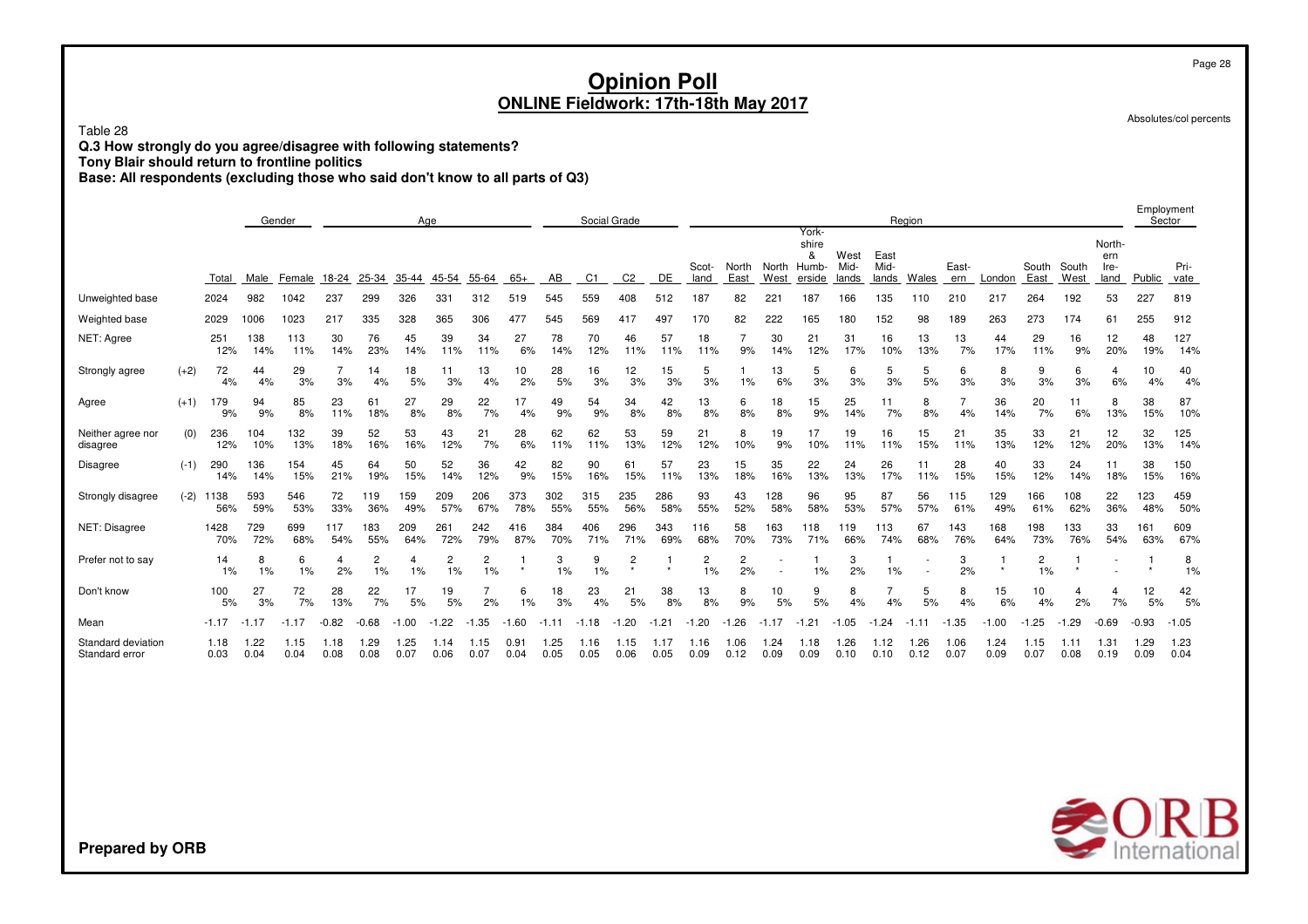# Opinion Poll
## ONLINE Fieldwork: 17th-18th May 2017

Absolutes/col percents

Table 28

**Q.3 How strongly do you agree/disagree with following statements?**
**Tony Blair should return to frontline politics**
**Base: All respondents (excluding those who said don't know to all parts of Q3)**

| | | | Gender | | Age | | | | | | Social Grade | | | | Region | | | | | | | | | | | | | Employment Sector | |
|---|---|---|---|---|---|---|---|---|---|---|---|---|---|---|---|---|---|---|---|---|---|---|---|---|---|---|---|---|---|
| | | Total | Male | Female | 18-24 | 25-34 | 35-44 | 45-54 | 55-64 | 65+ | AB | C1 | C2 | DE | Scotland | North East | North West | Yorkshire & Humberside | West Midlands | East Midlands | Wales | Eastern | London | South East | South West | Northern Ireland | Public | Private |
| Unweighted base | | 2024 | 982 | 1042 | 237 | 299 | 326 | 331 | 312 | 519 | 545 | 559 | 408 | 512 | 187 | 82 | 221 | 187 | 166 | 135 | 110 | 210 | 217 | 264 | 192 | 53 | 227 | 819 |
| Weighted base | | 2029 | 1006 | 1023 | 217 | 335 | 328 | 365 | 306 | 477 | 545 | 569 | 417 | 497 | 170 | 82 | 222 | 165 | 180 | 152 | 98 | 189 | 263 | 273 | 174 | 61 | 255 | 912 |
| NET: Agree | | 251 | 138 | 113 | 30 | 76 | 45 | 39 | 34 | 27 | 78 | 70 | 46 | 57 | 18 | 7 | 30 | 21 | 31 | 16 | 13 | 13 | 44 | 29 | 16 | 12 | 48 | 127 |
| | | 12% | 14% | 11% | 14% | 23% | 14% | 11% | 11% | 6% | 14% | 12% | 11% | 11% | 11% | 9% | 14% | 12% | 17% | 10% | 13% | 7% | 17% | 11% | 9% | 20% | 19% | 14% |
| Strongly agree | (+2) | 72 | 44 | 29 | 7 | 14 | 18 | 11 | 13 | 10 | 28 | 16 | 12 | 15 | 5 | 1 | 13 | 5 | 6 | 5 | 5 | 6 | 8 | 9 | 6 | 4 | 10 | 40 |
| | | 4% | 4% | 3% | 3% | 4% | 5% | 3% | 4% | 2% | 5% | 3% | 3% | 3% | 3% | 1% | 6% | 3% | 3% | 3% | 5% | 3% | 3% | 3% | 3% | 6% | 4% | 4% |
| Agree | (+1) | 179 | 94 | 85 | 23 | 61 | 27 | 29 | 22 | 17 | 49 | 54 | 34 | 42 | 13 | 6 | 18 | 15 | 25 | 11 | 8 | 7 | 36 | 20 | 11 | 8 | 38 | 87 |
| | | 9% | 9% | 8% | 11% | 18% | 8% | 8% | 7% | 4% | 9% | 9% | 8% | 8% | 8% | 8% | 8% | 9% | 14% | 7% | 8% | 4% | 14% | 7% | 6% | 13% | 15% | 10% |
| Neither agree nor disagree | (0) | 236 | 104 | 132 | 39 | 52 | 53 | 43 | 21 | 28 | 62 | 62 | 53 | 59 | 21 | 8 | 19 | 17 | 19 | 16 | 15 | 21 | 35 | 33 | 21 | 12 | 32 | 125 |
| | | 12% | 10% | 13% | 18% | 16% | 16% | 12% | 7% | 6% | 11% | 11% | 13% | 12% | 12% | 10% | 9% | 10% | 11% | 11% | 15% | 11% | 13% | 12% | 12% | 20% | 13% | 14% |
| Disagree | (-1) | 290 | 136 | 154 | 45 | 64 | 50 | 52 | 36 | 42 | 82 | 90 | 61 | 57 | 23 | 15 | 35 | 22 | 24 | 26 | 11 | 28 | 40 | 33 | 24 | 11 | 38 | 150 |
| | | 14% | 14% | 15% | 21% | 19% | 15% | 14% | 12% | 9% | 15% | 16% | 15% | 11% | 13% | 18% | 16% | 13% | 13% | 17% | 11% | 15% | 15% | 12% | 14% | 18% | 15% | 16% |
| Strongly disagree | (-2) | 1138 | 593 | 546 | 72 | 119 | 159 | 209 | 206 | 373 | 302 | 315 | 235 | 286 | 93 | 43 | 128 | 96 | 95 | 87 | 56 | 115 | 129 | 166 | 108 | 22 | 123 | 459 |
| | | 56% | 59% | 53% | 33% | 36% | 49% | 57% | 67% | 78% | 55% | 55% | 56% | 58% | 55% | 52% | 58% | 58% | 53% | 57% | 57% | 61% | 49% | 61% | 62% | 36% | 48% | 50% |
| NET: Disagree | | 1428 | 729 | 699 | 117 | 183 | 209 | 261 | 242 | 416 | 384 | 406 | 296 | 343 | 116 | 58 | 163 | 118 | 119 | 113 | 67 | 143 | 168 | 198 | 133 | 33 | 161 | 609 |
| | | 70% | 72% | 68% | 54% | 55% | 64% | 72% | 79% | 87% | 70% | 71% | 71% | 69% | 68% | 70% | 73% | 71% | 66% | 74% | 68% | 76% | 64% | 73% | 76% | 54% | 63% | 67% |
| Prefer not to say | | 14 | 8 | 6 | 4 | 2 | 4 | 2 | 2 | 1 | 3 | 9 | 2 | 1 | 2 | 2 | - | 1 | 3 | 1 | - | 3 | 1 | 2 | 1 | - | 1 | 8 |
| | | 1% | 1% | 1% | 2% | 1% | 1% | 1% | 1% | * | 1% | 1% | * | * | 1% | 2% | - | 1% | 2% | 1% | - | 2% | * | 1% | * | - | * | 1% |
| Don't know | | 100 | 27 | 72 | 28 | 22 | 17 | 19 | 7 | 6 | 18 | 23 | 21 | 38 | 13 | 8 | 10 | 9 | 8 | 7 | 5 | 8 | 15 | 10 | 4 | 4 | 12 | 42 |
| | | 5% | 3% | 7% | 13% | 7% | 5% | 5% | 2% | 1% | 3% | 4% | 5% | 8% | 8% | 9% | 5% | 5% | 4% | 4% | 5% | 4% | 6% | 4% | 2% | 7% | 5% | 5% |
| Mean | | -1.17 | -1.17 | -1.17 | -0.82 | -0.68 | -1.00 | -1.22 | -1.35 | -1.60 | -1.11 | -1.18 | -1.20 | -1.21 | -1.20 | -1.26 | -1.17 | -1.21 | -1.05 | -1.24 | -1.11 | -1.35 | -1.00 | -1.25 | -1.29 | -0.69 | -0.93 | -1.05 |
| Standard deviation | | 1.18 | 1.22 | 1.15 | 1.18 | 1.29 | 1.25 | 1.14 | 1.15 | 0.91 | 1.25 | 1.16 | 1.15 | 1.17 | 1.16 | 1.06 | 1.24 | 1.18 | 1.26 | 1.12 | 1.26 | 1.06 | 1.24 | 1.15 | 1.11 | 1.31 | 1.29 | 1.23 |
| Standard error | | 0.03 | 0.04 | 0.04 | 0.08 | 0.08 | 0.07 | 0.06 | 0.07 | 0.04 | 0.05 | 0.05 | 0.06 | 0.05 | 0.09 | 0.12 | 0.09 | 0.09 | 0.10 | 0.10 | 0.12 | 0.07 | 0.09 | 0.07 | 0.08 | 0.19 | 0.09 | 0.04 |

**Prepared by ORB**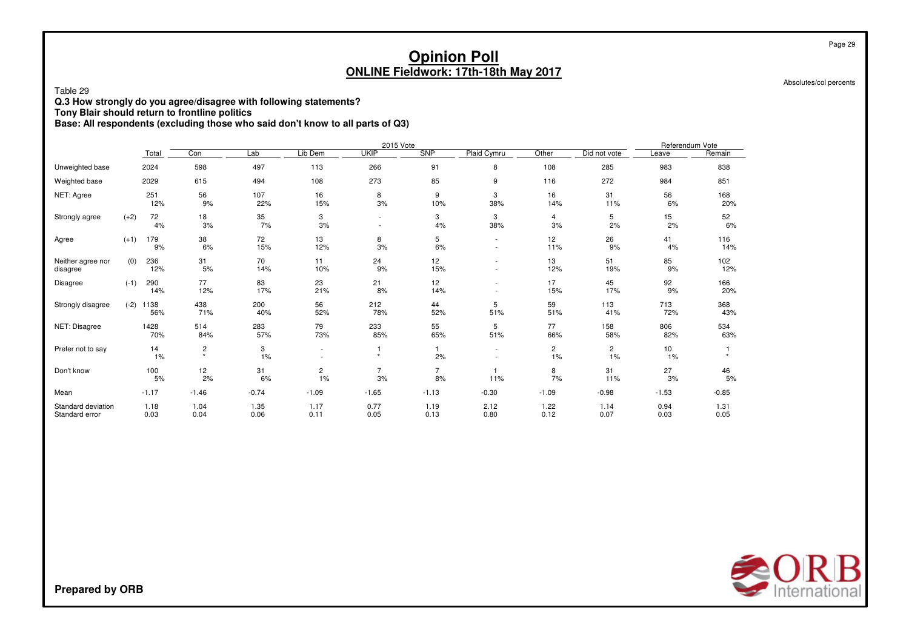# Opinion Poll

## ONLINE Fieldwork: 17th-18th May 2017

Absolutes/col percents

Table 29

**Q.3 How strongly do you agree/disagree with following statements?**
**Tony Blair should return to frontline politics**
**Base: All respondents (excluding those who said don't know to all parts of Q3)**

| | | | 2015 Vote | | | | | | | | | Referendum Vote | |
|---|---|---|---|---|---|---|---|---|---|---|---|---|---|
| | | Total | Con | Lab | Lib Dem | UKIP | SNP | Plaid Cymru | Other | Did not vote | | Leave | Remain |
| Unweighted base | | 2024 | 598 | 497 | 113 | 266 | 91 | 8 | 108 | 285 | | 983 | 838 |
| Weighted base | | 2029 | 615 | 494 | 108 | 273 | 85 | 9 | 116 | 272 | | 984 | 851 |
| NET: Agree | | 251 | 56 | 107 | 16 | 8 | 9 | 3 | 16 | 31 | | 56 | 168 |
| | | 12% | 9% | 22% | 15% | 3% | 10% | 38% | 14% | 11% | | 6% | 20% |
| Strongly agree | (+2) | 72 | 18 | 35 | 3 | - | 3 | 3 | 4 | 5 | | 15 | 52 |
| | | 4% | 3% | 7% | 3% | - | 4% | 38% | 3% | 2% | | 2% | 6% |
| Agree | (+1) | 179 | 38 | 72 | 13 | 8 | 5 | - | 12 | 26 | | 41 | 116 |
| | | 9% | 6% | 15% | 12% | 3% | 6% | - | 11% | 9% | | 4% | 14% |
| Neither agree nor disagree | (0) | 236 | 31 | 70 | 11 | 24 | 12 | - | 13 | 51 | | 85 | 102 |
| | | 12% | 5% | 14% | 10% | 9% | 15% | - | 12% | 19% | | 9% | 12% |
| Disagree | (-1) | 290 | 77 | 83 | 23 | 21 | 12 | - | 17 | 45 | | 92 | 166 |
| | | 14% | 12% | 17% | 21% | 8% | 14% | - | 15% | 17% | | 9% | 20% |
| Strongly disagree | (-2) | 1138 | 438 | 200 | 56 | 212 | 44 | 5 | 59 | 113 | | 713 | 368 |
| | | 56% | 71% | 40% | 52% | 78% | 52% | 51% | 51% | 41% | | 72% | 43% |
| NET: Disagree | | 1428 | 514 | 283 | 79 | 233 | 55 | 5 | 77 | 158 | | 806 | 534 |
| | | 70% | 84% | 57% | 73% | 85% | 65% | 51% | 66% | 58% | | 82% | 63% |
| Prefer not to say | | 14 | 2 | 3 | - | 1 | 1 | - | 2 | 2 | | 10 | 1 |
| | | 1% | * | 1% | - | * | 2% | - | 1% | 1% | | 1% | * |
| Don't know | | 100 | 12 | 31 | 2 | 7 | 7 | 1 | 8 | 31 | | 27 | 46 |
| | | 5% | 2% | 6% | 1% | 3% | 8% | 11% | 7% | 11% | | 3% | 5% |
| Mean | | -1.17 | -1.46 | -0.74 | -1.09 | -1.65 | -1.13 | -0.30 | -1.09 | -0.98 | | -1.53 | -0.85 |
| Standard deviation | | 1.18 | 1.04 | 1.35 | 1.17 | 0.77 | 1.19 | 2.12 | 1.22 | 1.14 | | 0.94 | 1.31 |
| Standard error | | 0.03 | 0.04 | 0.06 | 0.11 | 0.05 | 0.13 | 0.80 | 0.12 | 0.07 | | 0.03 | 0.05 |

**Prepared by ORB**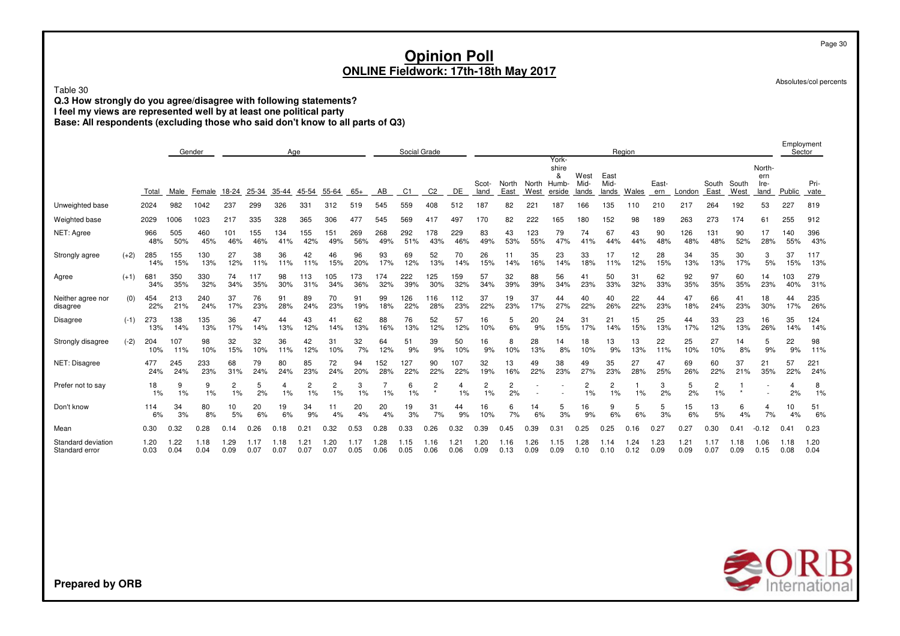# Opinion Poll
## ONLINE Fieldwork: 17th-18th May 2017

Absolutes/col percents

Table 30

**Q.3 How strongly do you agree/disagree with following statements?**
**I feel my views are represented well by at least one political party**
**Base: All respondents (excluding those who said don't know to all parts of Q3)**

| | | Total | Gender | | Age | | | | | | Social Grade | | | | Region | | | | | | | | | | | | Employment Sector | |
|---|---|---|---|---|---|---|---|---|---|---|---|---|---|---|---|---|---|---|---|---|---|---|---|---|---|---|---|---|
| | | | Male | Female | 18-24 | 25-34 | 35-44 | 45-54 | 55-64 | 65+ | AB | C1 | C2 | DE | Scot-land | North East | North West | York-shire & Humb-erside | West Mid-lands | East Mid-lands | Wales | East-ern | London | South East | South West | North-ern Ire-land | Public | Pri-vate |
| Unweighted base | | 2024 | 982 | 1042 | 237 | 299 | 326 | 331 | 312 | 519 | 545 | 559 | 408 | 512 | 187 | 82 | 221 | 187 | 166 | 135 | 110 | 210 | 217 | 264 | 192 | 53 | 227 | 819 |
| Weighted base | | 2029 | 1006 | 1023 | 217 | 335 | 328 | 365 | 306 | 477 | 545 | 569 | 417 | 497 | 170 | 82 | 222 | 165 | 180 | 152 | 98 | 189 | 263 | 273 | 174 | 61 | 255 | 912 |
| NET: Agree | | 966 | 505 | 460 | 101 | 155 | 134 | 155 | 151 | 269 | 268 | 292 | 178 | 229 | 83 | 43 | 123 | 79 | 74 | 67 | 43 | 90 | 126 | 131 | 90 | 17 | 140 | 396 |
| | | 48% | 50% | 45% | 46% | 46% | 41% | 42% | 49% | 56% | 49% | 51% | 43% | 46% | 49% | 53% | 55% | 47% | 41% | 44% | 44% | 48% | 48% | 48% | 52% | 28% | 55% | 43% |
| Strongly agree | (+2) | 285 | 155 | 130 | 27 | 38 | 36 | 42 | 46 | 96 | 93 | 69 | 52 | 70 | 26 | 11 | 35 | 23 | 33 | 17 | 12 | 28 | 34 | 35 | 30 | 3 | 37 | 117 |
| | | 14% | 15% | 13% | 12% | 11% | 11% | 11% | 15% | 20% | 17% | 12% | 13% | 14% | 15% | 14% | 16% | 14% | 18% | 11% | 12% | 15% | 13% | 13% | 17% | 5% | 15% | 13% |
| Agree | (+1) | 681 | 350 | 330 | 74 | 117 | 98 | 113 | 105 | 173 | 174 | 222 | 125 | 159 | 57 | 32 | 88 | 56 | 41 | 50 | 31 | 62 | 92 | 97 | 60 | 14 | 103 | 279 |
| | | 34% | 35% | 32% | 34% | 35% | 30% | 31% | 34% | 36% | 32% | 39% | 30% | 32% | 34% | 39% | 39% | 34% | 23% | 33% | 32% | 33% | 35% | 35% | 35% | 23% | 40% | 31% |
| Neither agree nor disagree | (0) | 454 | 213 | 240 | 37 | 76 | 91 | 89 | 70 | 91 | 99 | 126 | 116 | 112 | 37 | 19 | 37 | 44 | 40 | 40 | 22 | 44 | 47 | 66 | 41 | 18 | 44 | 235 |
| | | 22% | 21% | 24% | 17% | 23% | 28% | 24% | 23% | 19% | 18% | 22% | 28% | 23% | 22% | 23% | 17% | 27% | 22% | 26% | 22% | 23% | 18% | 24% | 23% | 30% | 17% | 26% |
| Disagree | (-1) | 273 | 138 | 135 | 36 | 47 | 44 | 43 | 41 | 62 | 88 | 76 | 52 | 57 | 16 | 5 | 20 | 24 | 31 | 21 | 15 | 25 | 44 | 33 | 23 | 16 | 35 | 124 |
| | | 13% | 14% | 13% | 17% | 14% | 13% | 12% | 14% | 13% | 16% | 13% | 12% | 12% | 10% | 6% | 9% | 15% | 17% | 14% | 15% | 13% | 17% | 12% | 13% | 26% | 14% | 14% |
| Strongly disagree | (-2) | 204 | 107 | 98 | 32 | 32 | 36 | 42 | 31 | 32 | 64 | 51 | 39 | 50 | 16 | 8 | 28 | 14 | 18 | 13 | 13 | 22 | 25 | 27 | 14 | 5 | 22 | 98 |
| | | 10% | 11% | 10% | 15% | 10% | 11% | 12% | 10% | 7% | 12% | 9% | 9% | 10% | 9% | 10% | 13% | 8% | 10% | 9% | 13% | 11% | 10% | 10% | 8% | 9% | 9% | 11% |
| NET: Disagree | | 477 | 245 | 233 | 68 | 79 | 80 | 85 | 72 | 94 | 152 | 127 | 90 | 107 | 32 | 13 | 49 | 38 | 49 | 35 | 27 | 47 | 69 | 60 | 37 | 21 | 57 | 221 |
| | | 24% | 24% | 23% | 31% | 24% | 24% | 23% | 24% | 20% | 28% | 22% | 22% | 22% | 19% | 16% | 22% | 23% | 27% | 23% | 28% | 25% | 26% | 22% | 21% | 35% | 22% | 24% |
| Prefer not to say | | 18 | 9 | 9 | 2 | 5 | 4 | 2 | 2 | 3 | 7 | 6 | 2 | 4 | 2 | 2 | - | - | 2 | 2 | 1 | 3 | 5 | 2 | 1 | - | 4 | 8 |
| | | 1% | 1% | 1% | 1% | 2% | 1% | 1% | 1% | 1% | 1% | 1% | * | 1% | 1% | 2% | - | - | 1% | 1% | 1% | 2% | 2% | 1% | * | - | 2% | 1% |
| Don't know | | 114 | 34 | 80 | 10 | 20 | 19 | 34 | 11 | 20 | 20 | 19 | 31 | 44 | 16 | 6 | 14 | 5 | 16 | 9 | 5 | 5 | 15 | 13 | 6 | 4 | 10 | 51 |
| | | 6% | 3% | 8% | 5% | 6% | 6% | 9% | 4% | 4% | 4% | 3% | 7% | 9% | 10% | 7% | 6% | 3% | 9% | 6% | 6% | 3% | 6% | 5% | 4% | 7% | 4% | 6% |
| Mean | | 0.30 | 0.32 | 0.28 | 0.14 | 0.26 | 0.18 | 0.21 | 0.32 | 0.53 | 0.28 | 0.33 | 0.26 | 0.32 | 0.39 | 0.45 | 0.39 | 0.31 | 0.25 | 0.25 | 0.16 | 0.27 | 0.27 | 0.30 | 0.41 | -0.12 | 0.41 | 0.23 |
| Standard deviation | | 1.20 | 1.22 | 1.18 | 1.29 | 1.17 | 1.18 | 1.21 | 1.20 | 1.17 | 1.28 | 1.15 | 1.16 | 1.21 | 1.20 | 1.16 | 1.26 | 1.15 | 1.28 | 1.14 | 1.24 | 1.23 | 1.21 | 1.17 | 1.18 | 1.06 | 1.18 | 1.20 |
| Standard error | | 0.03 | 0.04 | 0.04 | 0.09 | 0.07 | 0.07 | 0.07 | 0.07 | 0.05 | 0.06 | 0.05 | 0.06 | 0.06 | 0.09 | 0.13 | 0.09 | 0.09 | 0.10 | 0.10 | 0.12 | 0.09 | 0.09 | 0.07 | 0.09 | 0.15 | 0.08 | 0.04 |

**Prepared by ORB**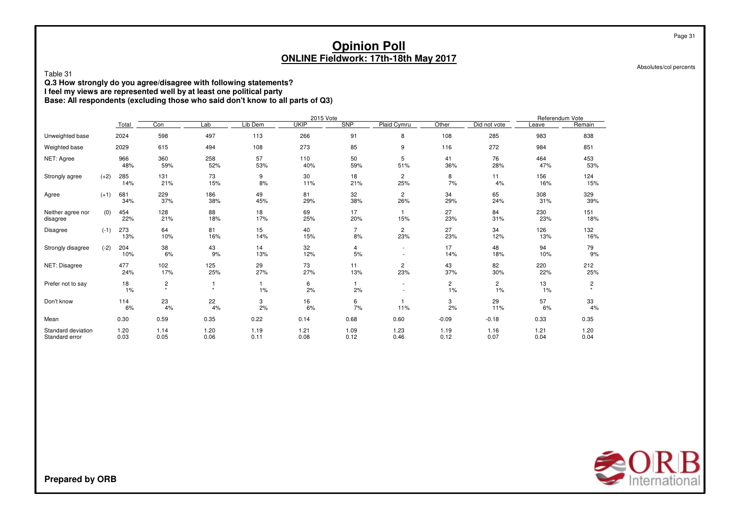# Opinion Poll

## ONLINE Fieldwork: 17th-18th May 2017

Absolutes/col percents

Table 31

**Q.3 How strongly do you agree/disagree with following statements?**
**I feel my views are represented well by at least one political party**
**Base: All respondents (excluding those who said don't know to all parts of Q3)**

| | | | 2015 Vote | | | | | | | | Referendum Vote | |
|---|---|---|---|---|---|---|---|---|---|---|---|---|
| | | Total | Con | Lab | Lib Dem | UKIP | SNP | Plaid Cymru | Other | Did not vote | Leave | Remain |
| Unweighted base | | 2024 | 598 | 497 | 113 | 266 | 91 | 8 | 108 | 285 | 983 | 838 |
| Weighted base | | 2029 | 615 | 494 | 108 | 273 | 85 | 9 | 116 | 272 | 984 | 851 |
| NET: Agree | | 966<br>48% | 360<br>59% | 258<br>52% | 57<br>53% | 110<br>40% | 50<br>59% | 5<br>51% | 41<br>36% | 76<br>28% | 464<br>47% | 453<br>53% |
| Strongly agree | (+2) | 285<br>14% | 131<br>21% | 73<br>15% | 9<br>8% | 30<br>11% | 18<br>21% | 2<br>25% | 8<br>7% | 11<br>4% | 156<br>16% | 124<br>15% |
| Agree | (+1) | 681<br>34% | 229<br>37% | 186<br>38% | 49<br>45% | 81<br>29% | 32<br>38% | 2<br>26% | 34<br>29% | 65<br>24% | 308<br>31% | 329<br>39% |
| Neither agree nor disagree | (0) | 454<br>22% | 128<br>21% | 88<br>18% | 18<br>17% | 69<br>25% | 17<br>20% | 1<br>15% | 27<br>23% | 84<br>31% | 230<br>23% | 151<br>18% |
| Disagree | (-1) | 273<br>13% | 64<br>10% | 81<br>16% | 15<br>14% | 40<br>15% | 7<br>8% | 2<br>23% | 27<br>23% | 34<br>12% | 126<br>13% | 132<br>16% |
| Strongly disagree | (-2) | 204<br>10% | 38<br>6% | 43<br>9% | 14<br>13% | 32<br>12% | 4<br>5% | -<br>- | 17<br>14% | 48<br>18% | 94<br>10% | 79<br>9% |
| NET: Disagree | | 477<br>24% | 102<br>17% | 125<br>25% | 29<br>27% | 73<br>27% | 11<br>13% | 2<br>23% | 43<br>37% | 82<br>30% | 220<br>22% | 212<br>25% |
| Prefer not to say | | 18<br>1% | 2<br>* | 1<br>* | 1<br>1% | 6<br>2% | 1<br>2% | -<br>- | 2<br>1% | 2<br>1% | 13<br>1% | 2<br>* |
| Don't know | | 114<br>6% | 23<br>4% | 22<br>4% | 3<br>2% | 16<br>6% | 6<br>7% | 1<br>11% | 3<br>2% | 29<br>11% | 57<br>6% | 33<br>4% |
| Mean | | 0.30 | 0.59 | 0.35 | 0.22 | 0.14 | 0.68 | 0.60 | -0.09 | -0.18 | 0.33 | 0.35 |
| Standard deviation | | 1.20 | 1.14 | 1.20 | 1.19 | 1.21 | 1.09 | 1.23 | 1.19 | 1.16 | 1.21 | 1.20 |
| Standard error | | 0.03 | 0.05 | 0.06 | 0.11 | 0.08 | 0.12 | 0.46 | 0.12 | 0.07 | 0.04 | 0.04 |

**Prepared by ORB**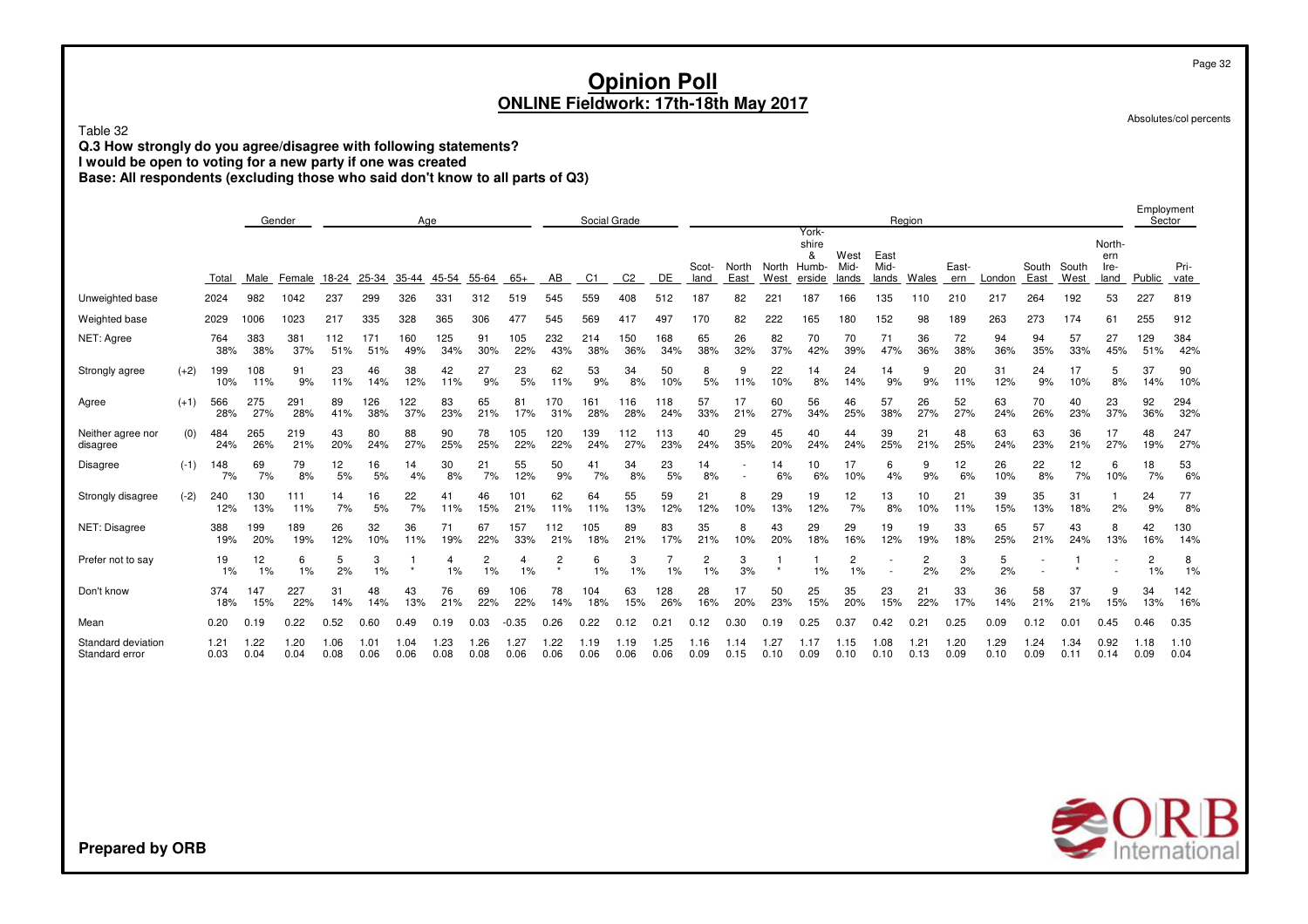# Opinion Poll

## ONLINE Fieldwork: 17th-18th May 2017

Absolutes/col percents

Table 32

**Q.3 How strongly do you agree/disagree with following statements?**
**I would be open to voting for a new party if one was created**
**Base: All respondents (excluding those who said don't know to all parts of Q3)**

| | | | Gender | | Age | | | | | | Social Grade | | | | Region | | | | | | | | | | | | | Employment Sector | |
|---|---|---|---|---|---|---|---|---|---|---|---|---|---|---|---|---|---|---|---|---|---|---|---|---|---|---|---|---|---|
| | | Total | Male | Female | 18-24 | 25-34 | 35-44 | 45-54 | 55-64 | 65+ | AB | C1 | C2 | DE | Scotland | North East | North West | Yorkshire & Humberside | West Midlands | East Midlands | Wales | Eastern | London | South East | South West | Northern Ireland | Public | Private |
| Unweighted base | | 2024 | 982 | 1042 | 237 | 299 | 326 | 331 | 312 | 519 | 545 | 559 | 408 | 512 | 187 | 82 | 221 | 187 | 166 | 135 | 110 | 210 | 217 | 264 | 192 | 53 | 227 | 819 |
| Weighted base | | 2029 | 1006 | 1023 | 217 | 335 | 328 | 365 | 306 | 477 | 545 | 569 | 417 | 497 | 170 | 82 | 222 | 165 | 180 | 152 | 98 | 189 | 263 | 273 | 174 | 61 | 255 | 912 |
| NET: Agree | | 764 | 383 | 381 | 112 | 171 | 160 | 125 | 91 | 105 | 232 | 214 | 150 | 168 | 65 | 26 | 82 | 70 | 70 | 71 | 36 | 72 | 94 | 94 | 57 | 27 | 129 | 384 |
| | | 38% | 38% | 37% | 51% | 51% | 49% | 34% | 30% | 22% | 43% | 38% | 36% | 34% | 38% | 32% | 37% | 42% | 39% | 47% | 36% | 38% | 36% | 35% | 33% | 45% | 51% | 42% |
| Strongly agree | (+2) | 199 | 108 | 91 | 23 | 46 | 38 | 42 | 27 | 23 | 62 | 53 | 34 | 50 | 8 | 9 | 22 | 14 | 24 | 14 | 9 | 20 | 31 | 24 | 17 | 5 | 37 | 90 |
| | | 10% | 11% | 9% | 11% | 14% | 12% | 11% | 9% | 5% | 11% | 9% | 8% | 10% | 5% | 11% | 10% | 8% | 14% | 9% | 9% | 11% | 12% | 9% | 10% | 8% | 14% | 10% |
| Agree | (+1) | 566 | 275 | 291 | 89 | 126 | 122 | 83 | 65 | 81 | 170 | 161 | 116 | 118 | 57 | 17 | 60 | 56 | 46 | 57 | 26 | 52 | 63 | 70 | 40 | 23 | 92 | 294 |
| | | 28% | 27% | 28% | 41% | 38% | 37% | 23% | 21% | 17% | 31% | 28% | 28% | 24% | 33% | 21% | 27% | 34% | 25% | 38% | 27% | 27% | 24% | 26% | 23% | 37% | 36% | 32% |
| Neither agree nor disagree | (0) | 484 | 265 | 219 | 43 | 80 | 88 | 90 | 78 | 105 | 120 | 139 | 112 | 113 | 40 | 29 | 45 | 40 | 44 | 39 | 21 | 48 | 63 | 63 | 36 | 17 | 48 | 247 |
| | | 24% | 26% | 21% | 20% | 24% | 27% | 25% | 25% | 22% | 22% | 24% | 27% | 23% | 24% | 35% | 20% | 24% | 24% | 25% | 21% | 25% | 24% | 23% | 21% | 27% | 19% | 27% |
| Disagree | (-1) | 148 | 69 | 79 | 12 | 16 | 14 | 30 | 21 | 55 | 50 | 41 | 34 | 23 | 14 | - | 14 | 10 | 17 | 6 | 9 | 12 | 26 | 22 | 12 | 6 | 18 | 53 |
| | | 7% | 7% | 8% | 5% | 5% | 4% | 8% | 7% | 12% | 9% | 7% | 8% | 5% | 8% | - | 6% | 6% | 10% | 4% | 9% | 6% | 10% | 8% | 7% | 10% | 7% | 6% |
| Strongly disagree | (-2) | 240 | 130 | 111 | 14 | 16 | 22 | 41 | 46 | 101 | 62 | 64 | 55 | 59 | 21 | 8 | 29 | 19 | 12 | 13 | 10 | 21 | 39 | 35 | 31 | 1 | 24 | 77 |
| | | 12% | 13% | 11% | 7% | 5% | 7% | 11% | 15% | 21% | 11% | 11% | 13% | 12% | 12% | 10% | 13% | 12% | 7% | 8% | 10% | 11% | 15% | 13% | 18% | 2% | 9% | 8% |
| NET: Disagree | | 388 | 199 | 189 | 26 | 32 | 36 | 71 | 67 | 157 | 112 | 105 | 89 | 83 | 35 | 8 | 43 | 29 | 29 | 19 | 19 | 33 | 65 | 57 | 43 | 8 | 42 | 130 |
| | | 19% | 20% | 19% | 12% | 10% | 11% | 19% | 22% | 33% | 21% | 18% | 21% | 17% | 21% | 10% | 20% | 18% | 16% | 12% | 19% | 18% | 25% | 21% | 24% | 13% | 16% | 14% |
| Prefer not to say | | 19 | 12 | 6 | 5 | 3 | 1 | 4 | 2 | 4 | 2 | 6 | 3 | 7 | 2 | 3 | 1 | 1 | 2 | - | 2 | 3 | 5 | - | 1 | - | 2 | 8 |
| | | 1% | 1% | 1% | 2% | 1% | * | 1% | 1% | 1% | * | 1% | 1% | 1% | 1% | 3% | * | 1% | 1% | - | 2% | 2% | 2% | - | * | - | 1% | 1% |
| Don't know | | 374 | 147 | 227 | 31 | 48 | 43 | 76 | 69 | 106 | 78 | 104 | 63 | 128 | 28 | 17 | 50 | 25 | 35 | 23 | 21 | 33 | 36 | 58 | 37 | 9 | 34 | 142 |
| | | 18% | 15% | 22% | 14% | 14% | 13% | 21% | 22% | 22% | 14% | 18% | 15% | 26% | 16% | 20% | 23% | 15% | 20% | 15% | 22% | 17% | 14% | 21% | 21% | 15% | 13% | 16% |
| Mean | | 0.20 | 0.19 | 0.22 | 0.52 | 0.60 | 0.49 | 0.19 | 0.03 | -0.35 | 0.26 | 0.22 | 0.12 | 0.21 | 0.12 | 0.30 | 0.19 | 0.25 | 0.37 | 0.42 | 0.21 | 0.25 | 0.09 | 0.12 | 0.01 | 0.45 | 0.46 | 0.35 |
| Standard deviation | | 1.21 | 1.22 | 1.20 | 1.06 | 1.01 | 1.04 | 1.23 | 1.26 | 1.27 | 1.22 | 1.19 | 1.19 | 1.25 | 1.16 | 1.14 | 1.27 | 1.17 | 1.15 | 1.08 | 1.21 | 1.20 | 1.29 | 1.24 | 1.34 | 0.92 | 1.18 | 1.10 |
| Standard error | | 0.03 | 0.04 | 0.04 | 0.08 | 0.06 | 0.06 | 0.08 | 0.08 | 0.06 | 0.06 | 0.06 | 0.06 | 0.06 | 0.09 | 0.15 | 0.10 | 0.09 | 0.10 | 0.10 | 0.13 | 0.09 | 0.10 | 0.09 | 0.11 | 0.14 | 0.09 | 0.04 |

**Prepared by ORB**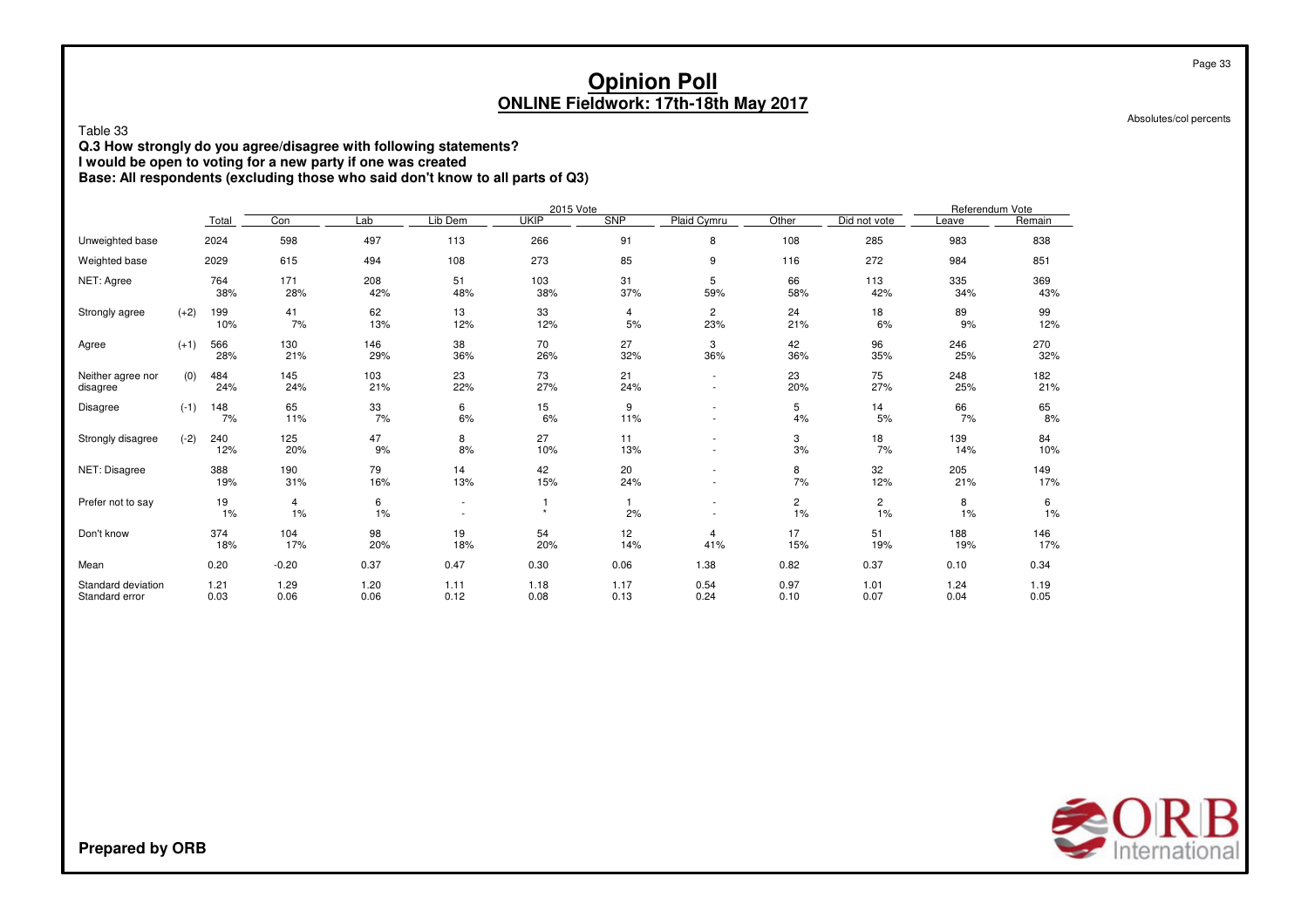# Opinion Poll

## ONLINE Fieldwork: 17th-18th May 2017

Absolutes/col percents

Table 33

**Q.3 How strongly do you agree/disagree with following statements?**
**I would be open to voting for a new party if one was created**
**Base: All respondents (excluding those who said don't know to all parts of Q3)**

| | | | 2015 Vote | | | | | | | | Referendum Vote | |
|---|---|---|---|---|---|---|---|---|---|---|---|---|
| | | Total | Con | Lab | Lib Dem | UKIP | SNP | Plaid Cymru | Other | Did not vote | Leave | Remain |
| Unweighted base | | 2024 | 598 | 497 | 113 | 266 | 91 | 8 | 108 | 285 | 983 | 838 |
| Weighted base | | 2029 | 615 | 494 | 108 | 273 | 85 | 9 | 116 | 272 | 984 | 851 |
| NET: Agree | | 764 | 171 | 208 | 51 | 103 | 31 | 5 | 66 | 113 | 335 | 369 |
| | | 38% | 28% | 42% | 48% | 38% | 37% | 59% | 58% | 42% | 34% | 43% |
| Strongly agree | (+2) | 199 | 41 | 62 | 13 | 33 | 4 | 2 | 24 | 18 | 89 | 99 |
| | | 10% | 7% | 13% | 12% | 12% | 5% | 23% | 21% | 6% | 9% | 12% |
| Agree | (+1) | 566 | 130 | 146 | 38 | 70 | 27 | 3 | 42 | 96 | 246 | 270 |
| | | 28% | 21% | 29% | 36% | 26% | 32% | 36% | 36% | 35% | 25% | 32% |
| Neither agree nor disagree | (0) | 484 | 145 | 103 | 23 | 73 | 21 | - | 23 | 75 | 248 | 182 |
| | | 24% | 24% | 21% | 22% | 27% | 24% | - | 20% | 27% | 25% | 21% |
| Disagree | (-1) | 148 | 65 | 33 | 6 | 15 | 9 | - | 5 | 14 | 66 | 65 |
| | | 7% | 11% | 7% | 6% | 6% | 11% | - | 4% | 5% | 7% | 8% |
| Strongly disagree | (-2) | 240 | 125 | 47 | 8 | 27 | 11 | - | 3 | 18 | 139 | 84 |
| | | 12% | 20% | 9% | 8% | 10% | 13% | - | 3% | 7% | 14% | 10% |
| NET: Disagree | | 388 | 190 | 79 | 14 | 42 | 20 | - | 8 | 32 | 205 | 149 |
| | | 19% | 31% | 16% | 13% | 15% | 24% | - | 7% | 12% | 21% | 17% |
| Prefer not to say | | 19 | 4 | 6 | - | 1 | 1 | - | 2 | 2 | 8 | 6 |
| | | 1% | 1% | 1% | - | * | 2% | - | 1% | 1% | 1% | 1% |
| Don't know | | 374 | 104 | 98 | 19 | 54 | 12 | 4 | 17 | 51 | 188 | 146 |
| | | 18% | 17% | 20% | 18% | 20% | 14% | 41% | 15% | 19% | 19% | 17% |
| Mean | | 0.20 | -0.20 | 0.37 | 0.47 | 0.30 | 0.06 | 1.38 | 0.82 | 0.37 | 0.10 | 0.34 |
| Standard deviation | | 1.21 | 1.29 | 1.20 | 1.11 | 1.18 | 1.17 | 0.54 | 0.97 | 1.01 | 1.24 | 1.19 |
| Standard error | | 0.03 | 0.06 | 0.06 | 0.12 | 0.08 | 0.13 | 0.24 | 0.10 | 0.07 | 0.04 | 0.05 |

**Prepared by ORB**